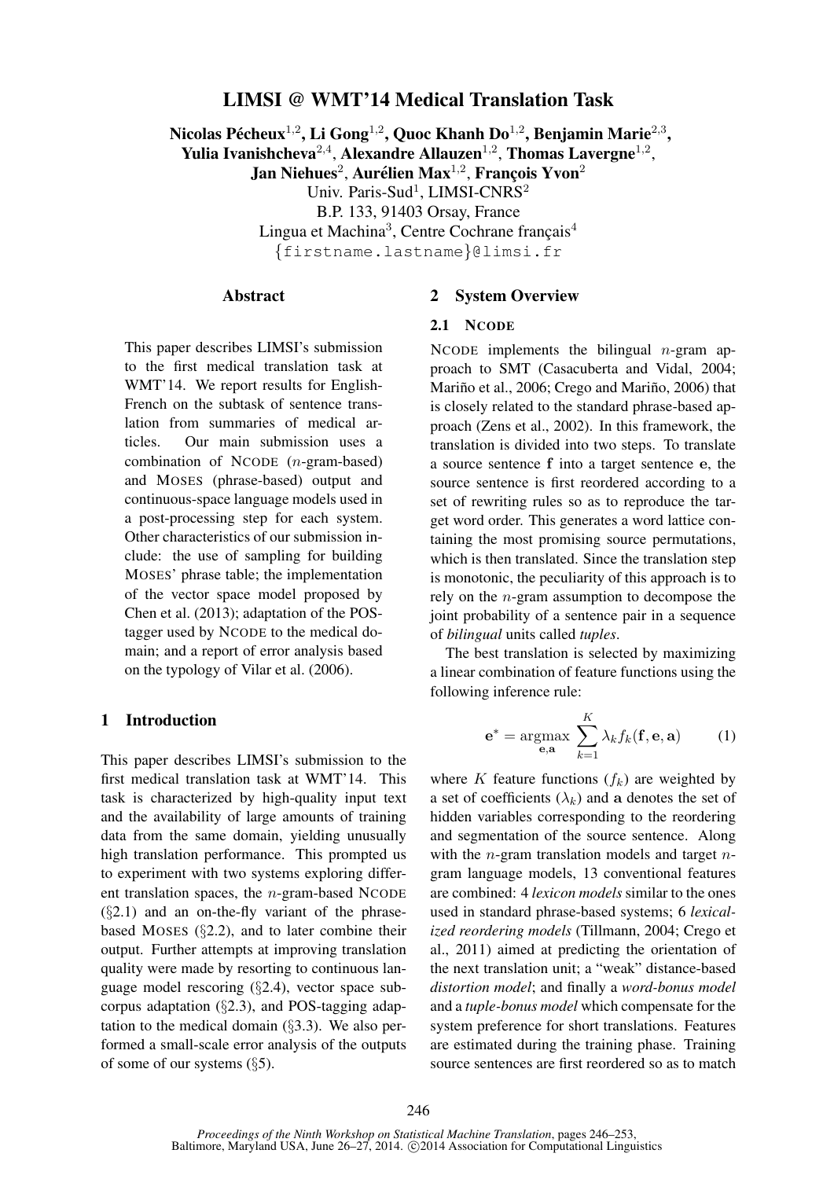# LIMSI @ WMT'14 Medical Translation Task

**Nicolas Pécheux**[1,2], **Li Gong**[1,2], **Quoc Khanh Do**[1,2], **Benjamin Marie**[2,3], **Yulia Ivanishcheva**[2,4], **Alexandre Allauzen**[1,2], **Thomas Lavergne**[1,2], **Jan Niehues**[2], **Aurélien Max**[1,2], **François Yvon**[2]

Univ. Paris-Sud[1], LIMSI-CNRS[2]
B.P. 133, 91403 Orsay, France
Lingua et Machina[3], Centre Cochrane français[4]
{firstname.lastname}@limsi.fr

## Abstract

This paper describes LIMSI's submission to the first medical translation task at WMT'14. We report results for English-French on the subtask of sentence translation from summaries of medical articles. Our main submission uses a combination of NCODE ($n$-gram-based) and MOSES (phrase-based) output and continuous-space language models used in a post-processing step for each system. Other characteristics of our submission include: the use of sampling for building MOSES' phrase table; the implementation of the vector space model proposed by Chen et al. (2013); adaptation of the POS-tagger used by NCODE to the medical domain; and a report of error analysis based on the typology of Vilar et al. (2006).

## 1 Introduction

This paper describes LIMSI's submission to the first medical translation task at WMT'14. This task is characterized by high-quality input text and the availability of large amounts of training data from the same domain, yielding unusually high translation performance. This prompted us to experiment with two systems exploring different translation spaces, the $n$-gram-based NCODE (§2.1) and an on-the-fly variant of the phrase-based MOSES (§2.2), and to later combine their output. Further attempts at improving translation quality were made by resorting to continuous language model rescoring (§2.4), vector space subcorpus adaptation (§2.3), and POS-tagging adaptation to the medical domain (§3.3). We also performed a small-scale error analysis of the outputs of some of our systems (§5).

## 2 System Overview

### 2.1 NCODE

NCODE implements the bilingual $n$-gram approach to SMT (Casacuberta and Vidal, 2004; Mariño et al., 2006; Crego and Mariño, 2006) that is closely related to the standard phrase-based approach (Zens et al., 2002). In this framework, the translation is divided into two steps. To translate a source sentence $\mathbf{f}$ into a target sentence $\mathbf{e}$, the source sentence is first reordered according to a set of rewriting rules so as to reproduce the target word order. This generates a word lattice containing the most promising source permutations, which is then translated. Since the translation step is monotonic, the peculiarity of this approach is to rely on the $n$-gram assumption to decompose the joint probability of a sentence pair in a sequence of *bilingual* units called *tuples*.

The best translation is selected by maximizing a linear combination of feature functions using the following inference rule:

$$\mathbf{e}^* = \operatorname*{argmax}_{\mathbf{e},\mathbf{a}} \sum_{k=1}^{K} \lambda_k f_k(\mathbf{f}, \mathbf{e}, \mathbf{a}) \qquad (1)$$

where $K$ feature functions ($f_k$) are weighted by a set of coefficients ($\lambda_k$) and $\mathbf{a}$ denotes the set of hidden variables corresponding to the reordering and segmentation of the source sentence. Along with the $n$-gram translation models and target $n$-gram language models, 13 conventional features are combined: 4 *lexicon models* similar to the ones used in standard phrase-based systems; 6 *lexicalized reordering models* (Tillmann, 2004; Crego et al., 2011) aimed at predicting the orientation of the next translation unit; a "weak" distance-based *distortion model*; and finally a *word-bonus model* and a *tuple-bonus model* which compensate for the system preference for short translations. Features are estimated during the training phase. Training source sentences are first reordered so as to match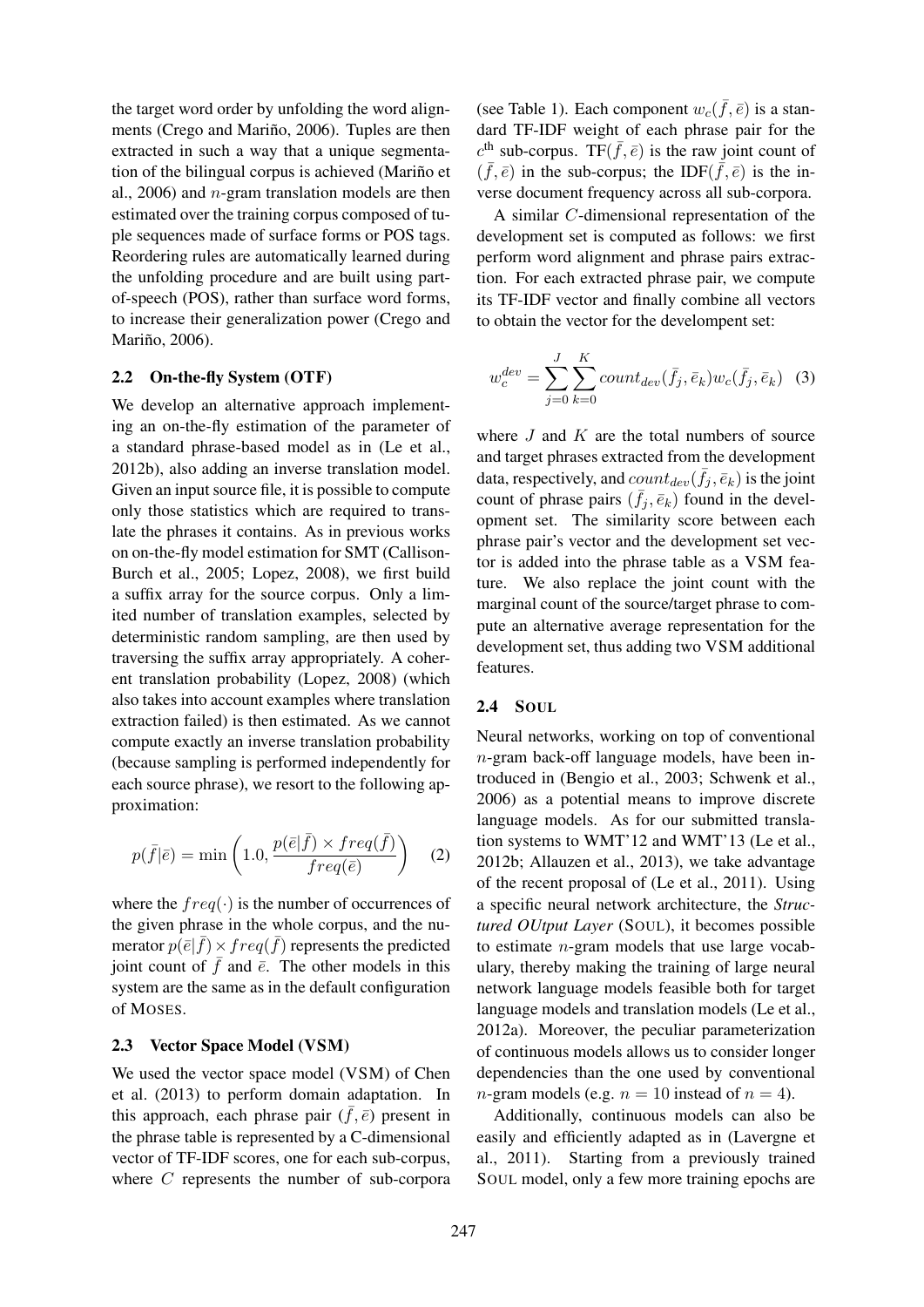the target word order by unfolding the word alignments (Crego and Mariño, 2006). Tuples are then extracted in such a way that a unique segmentation of the bilingual corpus is achieved (Mariño et al., 2006) and $n$-gram translation models are then estimated over the training corpus composed of tuple sequences made of surface forms or POS tags. Reordering rules are automatically learned during the unfolding procedure and are built using part-of-speech (POS), rather than surface word forms, to increase their generalization power (Crego and Mariño, 2006).

### 2.2 On-the-fly System (OTF)

We develop an alternative approach implementing an on-the-fly estimation of the parameter of a standard phrase-based model as in (Le et al., 2012b), also adding an inverse translation model. Given an input source file, it is possible to compute only those statistics which are required to translate the phrases it contains. As in previous works on on-the-fly model estimation for SMT (Callison-Burch et al., 2005; Lopez, 2008), we first build a suffix array for the source corpus. Only a limited number of translation examples, selected by deterministic random sampling, are then used by traversing the suffix array appropriately. A coherent translation probability (Lopez, 2008) (which also takes into account examples where translation extraction failed) is then estimated. As we cannot compute exactly an inverse translation probability (because sampling is performed independently for each source phrase), we resort to the following approximation:

$$p(\bar{f}|\bar{e}) = \min\left(1.0, \frac{p(\bar{e}|\bar{f}) \times freq(\bar{f})}{freq(\bar{e})}\right) \quad (2)$$

where the $freq(\cdot)$ is the number of occurrences of the given phrase in the whole corpus, and the numerator $p(\bar{e}|\bar{f}) \times freq(\bar{f})$ represents the predicted joint count of $\bar{f}$ and $\bar{e}$. The other models in this system are the same as in the default configuration of MOSES.

### 2.3 Vector Space Model (VSM)

We used the vector space model (VSM) of Chen et al. (2013) to perform domain adaptation. In this approach, each phrase pair $(\bar{f}, \bar{e})$ present in the phrase table is represented by a C-dimensional vector of TF-IDF scores, one for each sub-corpus, where $C$ represents the number of sub-corpora (see Table 1). Each component $w_c(\bar{f}, \bar{e})$ is a standard TF-IDF weight of each phrase pair for the $c^{\text{th}}$ sub-corpus. TF$(\bar{f}, \bar{e})$ is the raw joint count of $(\bar{f}, \bar{e})$ in the sub-corpus; the IDF$(\bar{f}, \bar{e})$ is the inverse document frequency across all sub-corpora.

A similar $C$-dimensional representation of the development set is computed as follows: we first perform word alignment and phrase pairs extraction. For each extracted phrase pair, we compute its TF-IDF vector and finally combine all vectors to obtain the vector for the develompent set:

$$w_c^{dev} = \sum_{j=0}^{J} \sum_{k=0}^{K} count_{dev}(\bar{f}_j, \bar{e}_k) w_c(\bar{f}_j, \bar{e}_k) \quad (3)$$

where $J$ and $K$ are the total numbers of source and target phrases extracted from the development data, respectively, and $count_{dev}(\bar{f}_j, \bar{e}_k)$ is the joint count of phrase pairs $(\bar{f}_j, \bar{e}_k)$ found in the development set. The similarity score between each phrase pair's vector and the development set vector is added into the phrase table as a VSM feature. We also replace the joint count with the marginal count of the source/target phrase to compute an alternative average representation for the development set, thus adding two VSM additional features.

### 2.4 SOUL

Neural networks, working on top of conventional $n$-gram back-off language models, have been introduced in (Bengio et al., 2003; Schwenk et al., 2006) as a potential means to improve discrete language models. As for our submitted translation systems to WMT'12 and WMT'13 (Le et al., 2012b; Allauzen et al., 2013), we take advantage of the recent proposal of (Le et al., 2011). Using a specific neural network architecture, the *Structured OUtput Layer* (SOUL), it becomes possible to estimate $n$-gram models that use large vocabulary, thereby making the training of large neural network language models feasible both for target language models and translation models (Le et al., 2012a). Moreover, the peculiar parameterization of continuous models allows us to consider longer dependencies than the one used by conventional $n$-gram models (e.g. $n = 10$ instead of $n = 4$).

Additionally, continuous models can also be easily and efficiently adapted as in (Lavergne et al., 2011). Starting from a previously trained SOUL model, only a few more training epochs are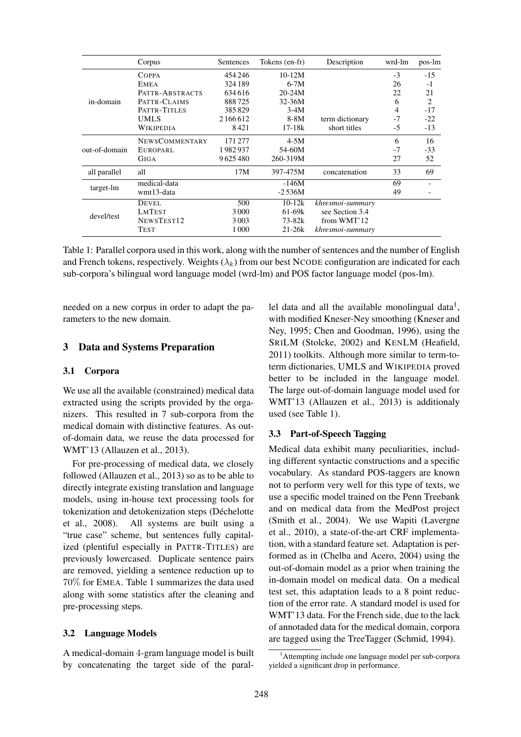| | Corpus | Sentences | Tokens (en-fr) | Description | wrd-lm | pos-lm |
|---|---|---|---|---|---|---|
| in-domain | COPPA | 454 246 | 10-12M | | -3 | -15 |
| | EMEA | 324 189 | 6-7M | | 26 | -1 |
| | PATTR-ABSTRACTS | 634 616 | 20-24M | | 22 | 21 |
| | PATTR-CLAIMS | 888 725 | 32-36M | | 6 | 2 |
| | PATTR-TITLES | 385 829 | 3-4M | | 4 | -17 |
| | UMLS | 2 166 612 | 8-8M | term dictionary | -7 | -22 |
| | WIKIPEDIA | 8 421 | 17-18k | short titles | -5 | -13 |
| out-of-domain | NEWSCOMMENTARY | 171 277 | 4-5M | | 6 | 16 |
| | EUROPARL | 1 982 937 | 54-60M | | -7 | -33 |
| | GIGA | 9 625 480 | 260-319M | | 27 | 52 |
| all parallel | all | 17M | 397-475M | concatenation | 33 | 69 |
| target-lm | medical-data | | -146M | | 69 | - |
| | wmt13-data | | -2 536M | | 49 | - |
| devel/test | DEVEL | 500 | 10-12k | *khresmoi-summary* | | |
| | LMTEST | 3 000 | 61-69k | see Section 3.4 | | |
| | NEWSTEST12 | 3 003 | 73-82k | from WMT'12 | | |
| | TEST | 1 000 | 21-26k | *khresmoi-summary* | | |

Table 1: Parallel corpora used in this work, along with the number of sentences and the number of English and French tokens, respectively. Weights ($\lambda_k$) from our best NCODE configuration are indicated for each sub-corpora's bilingual word language model (wrd-lm) and POS factor language model (pos-lm).

needed on a new corpus in order to adapt the parameters to the new domain.

## 3 Data and Systems Preparation

### 3.1 Corpora

We use all the available (constrained) medical data extracted using the scripts provided by the organizers. This resulted in 7 sub-corpora from the medical domain with distinctive features. As out-of-domain data, we reuse the data processed for WMT'13 (Allauzen et al., 2013).

For pre-processing of medical data, we closely followed (Allauzen et al., 2013) so as to be able to directly integrate existing translation and language models, using in-house text processing tools for tokenization and detokenization steps (Déchelotte et al., 2008). All systems are built using a "true case" scheme, but sentences fully capitalized (plentiful especially in PATTR-TITLES) are previously lowercased. Duplicate sentence pairs are removed, yielding a sentence reduction up to 70% for EMEA. Table 1 summarizes the data used along with some statistics after the cleaning and pre-processing steps.

### 3.2 Language Models

A medical-domain 4-gram language model is built by concatenating the target side of the parallel data and all the available monolingual data[1], with modified Kneser-Ney smoothing (Kneser and Ney, 1995; Chen and Goodman, 1996), using the SRILM (Stolcke, 2002) and KENLM (Heafield, 2011) toolkits. Although more similar to term-to-term dictionaries, UMLS and WIKIPEDIA proved better to be included in the language model. The large out-of-domain language model used for WMT'13 (Allauzen et al., 2013) is additionaly used (see Table 1).

### 3.3 Part-of-Speech Tagging

Medical data exhibit many peculiarities, including different syntactic constructions and a specific vocabulary. As standard POS-taggers are known not to perform very well for this type of texts, we use a specific model trained on the Penn Treebank and on medical data from the MedPost project (Smith et al., 2004). We use Wapiti (Lavergne et al., 2010), a state-of-the-art CRF implementation, with a standard feature set. Adaptation is performed as in (Chelba and Acero, 2004) using the out-of-domain model as a prior when training the in-domain model on medical data. On a medical test set, this adaptation leads to a 8 point reduction of the error rate. A standard model is used for WMT'13 data. For the French side, due to the lack of annotaded data for the medical domain, corpora are tagged using the TreeTagger (Schmid, 1994).

[1] Attempting include one language model per sub-corpora yielded a significant drop in performance.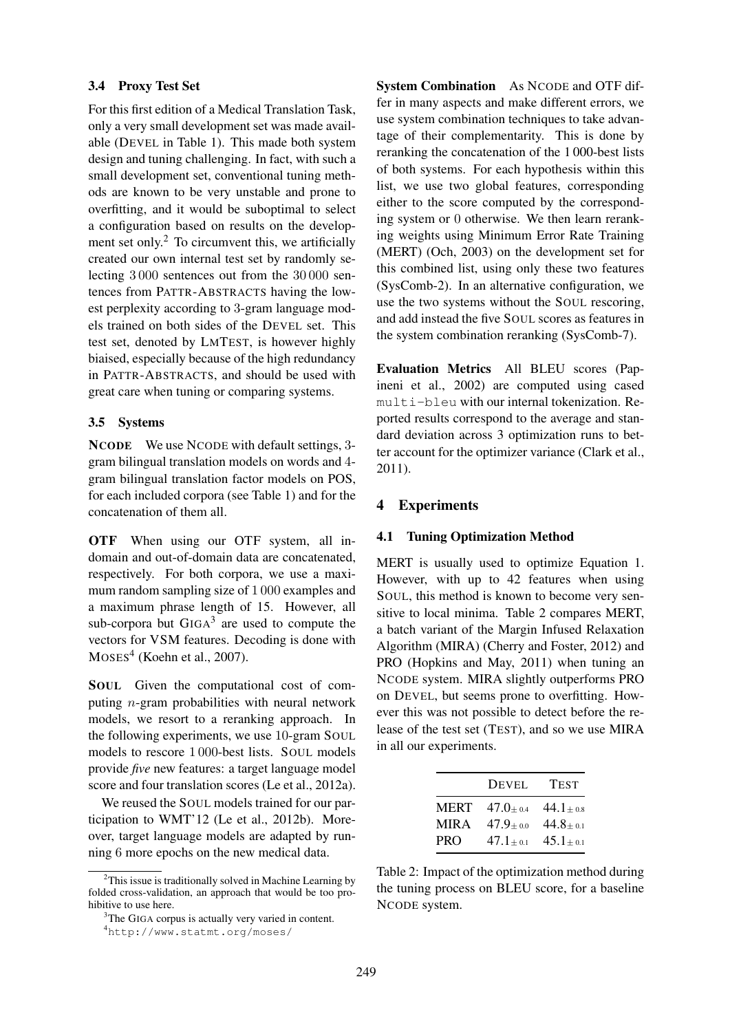### 3.4 Proxy Test Set

For this first edition of a Medical Translation Task, only a very small development set was made available (DEVEL in Table 1). This made both system design and tuning challenging. In fact, with such a small development set, conventional tuning methods are known to be very unstable and prone to overfitting, and it would be suboptimal to select a configuration based on results on the development set only.[2] To circumvent this, we artificially created our own internal test set by randomly selecting 3 000 sentences out from the 30 000 sentences from PATTR-ABSTRACTS having the lowest perplexity according to 3-gram language models trained on both sides of the DEVEL set. This test set, denoted by LMTEST, is however highly biaised, especially because of the high redundancy in PATTR-ABSTRACTS, and should be used with great care when tuning or comparing systems.

### 3.5 Systems

**NCODE** We use NCODE with default settings, 3-gram bilingual translation models on words and 4-gram bilingual translation factor models on POS, for each included corpora (see Table 1) and for the concatenation of them all.

**OTF** When using our OTF system, all in-domain and out-of-domain data are concatenated, respectively. For both corpora, we use a maximum random sampling size of 1 000 examples and a maximum phrase length of 15. However, all sub-corpora but GIGA[3] are used to compute the vectors for VSM features. Decoding is done with MOSES[4] (Koehn et al., 2007).

**SOUL** Given the computational cost of computing $n$-gram probabilities with neural network models, we resort to a reranking approach. In the following experiments, we use 10-gram SOUL models to rescore 1 000-best lists. SOUL models provide *five* new features: a target language model score and four translation scores (Le et al., 2012a).

We reused the SOUL models trained for our participation to WMT'12 (Le et al., 2012b). Moreover, target language models are adapted by running 6 more epochs on the new medical data.

[2] This issue is traditionally solved in Machine Learning by folded cross-validation, an approach that would be too prohibitive to use here.

[3] The GIGA corpus is actually very varied in content.

[4] http://www.statmt.org/moses/

**System Combination** As NCODE and OTF differ in many aspects and make different errors, we use system combination techniques to take advantage of their complementarity. This is done by reranking the concatenation of the 1 000-best lists of both systems. For each hypothesis within this list, we use two global features, corresponding either to the score computed by the corresponding system or 0 otherwise. We then learn reranking weights using Minimum Error Rate Training (MERT) (Och, 2003) on the development set for this combined list, using only these two features (SysComb-2). In an alternative configuration, we use the two systems without the SOUL rescoring, and add instead the five SOUL scores as features in the system combination reranking (SysComb-7).

**Evaluation Metrics** All BLEU scores (Papineni et al., 2002) are computed using cased `multi-bleu` with our internal tokenization. Reported results correspond to the average and standard deviation across 3 optimization runs to better account for the optimizer variance (Clark et al., 2011).

## 4 Experiments

### 4.1 Tuning Optimization Method

MERT is usually used to optimize Equation 1. However, with up to 42 features when using SOUL, this method is known to become very sensitive to local minima. Table 2 compares MERT, a batch variant of the Margin Infused Relaxation Algorithm (MIRA) (Cherry and Foster, 2012) and PRO (Hopkins and May, 2011) when tuning an NCODE system. MIRA slightly outperforms PRO on DEVEL, but seems prone to overfitting. However this was not possible to detect before the release of the test set (TEST), and so we use MIRA in all our experiments.

| | DEVEL | TEST |
|---|---|---|
| MERT | $47.0_{\pm 0.4}$ | $44.1_{\pm 0.8}$ |
| MIRA | $47.9_{\pm 0.0}$ | $44.8_{\pm 0.1}$ |
| PRO | $47.1_{\pm 0.1}$ | $45.1_{\pm 0.1}$ |

Table 2: Impact of the optimization method during the tuning process on BLEU score, for a baseline NCODE system.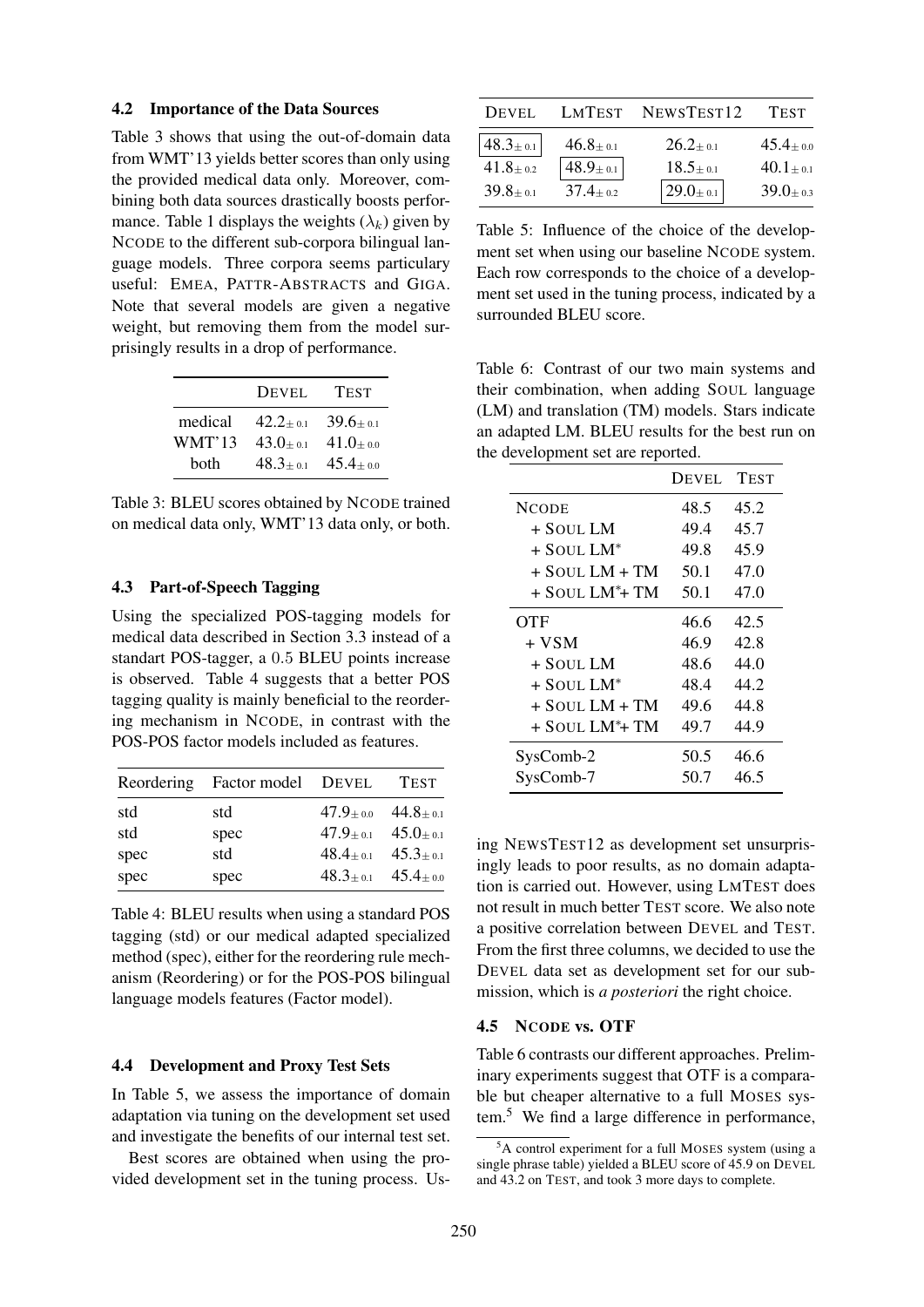### 4.2 Importance of the Data Sources

Table 3 shows that using the out-of-domain data from WMT'13 yields better scores than only using the provided medical data only. Moreover, combining both data sources drastically boosts performance. Table 1 displays the weights ($\lambda_k$) given by NCODE to the different sub-corpora bilingual language models. Three corpora seems particulary useful: EMEA, PATTR-ABSTRACTS and GIGA. Note that several models are given a negative weight, but removing them from the model surprisingly results in a drop of performance.

| | DEVEL | TEST |
|---|---|---|
| medical | $42.2_{\pm 0.1}$ | $39.6_{\pm 0.1}$ |
| WMT'13 | $43.0_{\pm 0.1}$ | $41.0_{\pm 0.0}$ |
| both | $48.3_{\pm 0.1}$ | $45.4_{\pm 0.0}$ |

Table 3: BLEU scores obtained by NCODE trained on medical data only, WMT'13 data only, or both.

### 4.3 Part-of-Speech Tagging

Using the specialized POS-tagging models for medical data described in Section 3.3 instead of a standart POS-tagger, a 0.5 BLEU points increase is observed. Table 4 suggests that a better POS tagging quality is mainly beneficial to the reordering mechanism in NCODE, in contrast with the POS-POS factor models included as features.

| Reordering | Factor model | DEVEL | TEST |
|---|---|---|---|
| std | std | $47.9_{\pm 0.0}$ | $44.8_{\pm 0.1}$ |
| std | spec | $47.9_{\pm 0.1}$ | $45.0_{\pm 0.1}$ |
| spec | std | $48.4_{\pm 0.1}$ | $45.3_{\pm 0.1}$ |
| spec | spec | $48.3_{\pm 0.1}$ | $45.4_{\pm 0.0}$ |

Table 4: BLEU results when using a standard POS tagging (std) or our medical adapted specialized method (spec), either for the reordering rule mechanism (Reordering) or for the POS-POS bilingual language models features (Factor model).

### 4.4 Development and Proxy Test Sets

In Table 5, we assess the importance of domain adaptation via tuning on the development set used and investigate the benefits of our internal test set.

Best scores are obtained when using the provided development set in the tuning process. Using NEWSTEST12 as development set unsurprisingly leads to poor results, as no domain adaptation is carried out. However, using LMTEST does not result in much better TEST score. We also note a positive correlation between DEVEL and TEST. From the first three columns, we decided to use the DEVEL data set as development set for our submission, which is *a posteriori* the right choice.

| DEVEL | LMTEST | NEWSTEST12 | TEST |
|---|---|---|---|
| **$48.3_{\pm 0.1}$** | $46.8_{\pm 0.1}$ | $26.2_{\pm 0.1}$ | $45.4_{\pm 0.0}$ |
| $41.8_{\pm 0.2}$ | **$48.9_{\pm 0.1}$** | $18.5_{\pm 0.1}$ | $40.1_{\pm 0.1}$ |
| $39.8_{\pm 0.1}$ | $37.4_{\pm 0.2}$ | **$29.0_{\pm 0.1}$** | $39.0_{\pm 0.3}$ |

Table 5: Influence of the choice of the development set when using our baseline NCODE system. Each row corresponds to the choice of a development set used in the tuning process, indicated by a surrounded BLEU score.

Table 6: Contrast of our two main systems and their combination, when adding SOUL language (LM) and translation (TM) models. Stars indicate an adapted LM. BLEU results for the best run on the development set are reported.

| | DEVEL | TEST |
|---|---|---|
| NCODE | 48.5 | 45.2 |
| + SOUL LM | 49.4 | 45.7 |
| + SOUL LM* | 49.8 | 45.9 |
| + SOUL LM + TM | 50.1 | 47.0 |
| + SOUL LM*+ TM | 50.1 | 47.0 |
| OTF | 46.6 | 42.5 |
| + VSM | 46.9 | 42.8 |
| + SOUL LM | 48.6 | 44.0 |
| + SOUL LM* | 48.4 | 44.2 |
| + SOUL LM + TM | 49.6 | 44.8 |
| + SOUL LM*+ TM | 49.7 | 44.9 |
| SysComb-2 | 50.5 | 46.6 |
| SysComb-7 | 50.7 | 46.5 |

### 4.5 NCODE vs. OTF

Table 6 contrasts our different approaches. Preliminary experiments suggest that OTF is a comparable but cheaper alternative to a full MOSES system.[5] We find a large difference in performance,

[5] A control experiment for a full MOSES system (using a single phrase table) yielded a BLEU score of 45.9 on DEVEL and 43.2 on TEST, and took 3 more days to complete.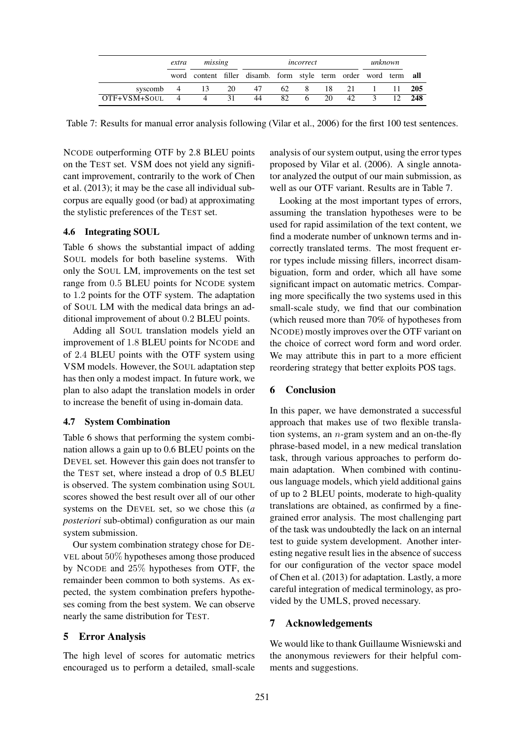| | *extra* | *missing* | | *incorrect* | | | | | *unknown* | | |
|---|---|---|---|---|---|---|---|---|---|---|---|
| | word | content | filler | disamb. | form | style | term | order | word | term | **all** |
| syscomb | 4 | 13 | 20 | 47 | 62 | 8 | 18 | 21 | 1 | 11 | **205** |
| OTF+VSM+SOUL | 4 | 4 | 31 | 44 | 82 | 6 | 20 | 42 | 3 | 12 | **248** |

Table 7: Results for manual error analysis following (Vilar et al., 2006) for the first 100 test sentences.

NCODE outperforming OTF by 2.8 BLEU points on the TEST set. VSM does not yield any significant improvement, contrarily to the work of Chen et al. (2013); it may be the case all individual subcorpus are equally good (or bad) at approximating the stylistic preferences of the TEST set.

### 4.6 Integrating SOUL

Table 6 shows the substantial impact of adding SOUL models for both baseline systems. With only the SOUL LM, improvements on the test set range from 0.5 BLEU points for NCODE system to 1.2 points for the OTF system. The adaptation of SOUL LM with the medical data brings an additional improvement of about 0.2 BLEU points.

Adding all SOUL translation models yield an improvement of 1.8 BLEU points for NCODE and of 2.4 BLEU points with the OTF system using VSM models. However, the SOUL adaptation step has then only a modest impact. In future work, we plan to also adapt the translation models in order to increase the benefit of using in-domain data.

### 4.7 System Combination

Table 6 shows that performing the system combination allows a gain up to 0.6 BLEU points on the DEVEL set. However this gain does not transfer to the TEST set, where instead a drop of 0.5 BLEU is observed. The system combination using SOUL scores showed the best result over all of our other systems on the DEVEL set, so we chose this (*a posteriori* sub-obtimal) configuration as our main system submission.

Our system combination strategy chose for DEVEL about 50% hypotheses among those produced by NCODE and 25% hypotheses from OTF, the remainder been common to both systems. As expected, the system combination prefers hypotheses coming from the best system. We can observe nearly the same distribution for TEST.

## 5 Error Analysis

The high level of scores for automatic metrics encouraged us to perform a detailed, small-scale analysis of our system output, using the error types proposed by Vilar et al. (2006). A single annotator analyzed the output of our main submission, as well as our OTF variant. Results are in Table 7.

Looking at the most important types of errors, assuming the translation hypotheses were to be used for rapid assimilation of the text content, we find a moderate number of unknown terms and incorrectly translated terms. The most frequent error types include missing fillers, incorrect disambiguation, form and order, which all have some significant impact on automatic metrics. Comparing more specifically the two systems used in this small-scale study, we find that our combination (which reused more than 70% of hypotheses from NCODE) mostly improves over the OTF variant on the choice of correct word form and word order. We may attribute this in part to a more efficient reordering strategy that better exploits POS tags.

## 6 Conclusion

In this paper, we have demonstrated a successful approach that makes use of two flexible translation systems, an $n$-gram system and an on-the-fly phrase-based model, in a new medical translation task, through various approaches to perform domain adaptation. When combined with continuous language models, which yield additional gains of up to 2 BLEU points, moderate to high-quality translations are obtained, as confirmed by a fine-grained error analysis. The most challenging part of the task was undoubtedly the lack on an internal test to guide system development. Another interesting negative result lies in the absence of success for our configuration of the vector space model of Chen et al. (2013) for adaptation. Lastly, a more careful integration of medical terminology, as provided by the UMLS, proved necessary.

## 7 Acknowledgements

We would like to thank Guillaume Wisniewski and the anonymous reviewers for their helpful comments and suggestions.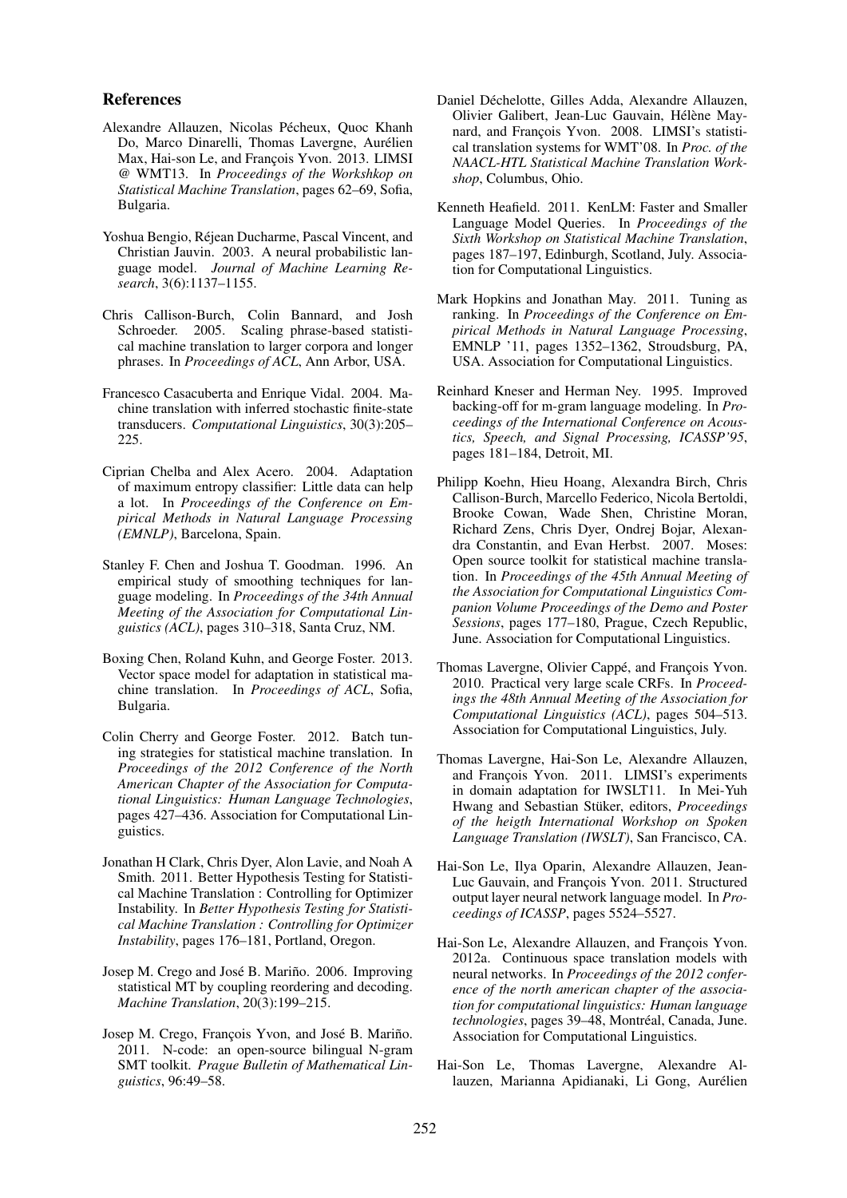## References

Alexandre Allauzen, Nicolas Pécheux, Quoc Khanh Do, Marco Dinarelli, Thomas Lavergne, Aurélien Max, Hai-son Le, and François Yvon. 2013. LIMSI @ WMT13. In *Proceedings of the Workshkop on Statistical Machine Translation*, pages 62–69, Sofia, Bulgaria.

Yoshua Bengio, Réjean Ducharme, Pascal Vincent, and Christian Jauvin. 2003. A neural probabilistic language model. *Journal of Machine Learning Research*, 3(6):1137–1155.

Chris Callison-Burch, Colin Bannard, and Josh Schroeder. 2005. Scaling phrase-based statistical machine translation to larger corpora and longer phrases. In *Proceedings of ACL*, Ann Arbor, USA.

Francesco Casacuberta and Enrique Vidal. 2004. Machine translation with inferred stochastic finite-state transducers. *Computational Linguistics*, 30(3):205–225.

Ciprian Chelba and Alex Acero. 2004. Adaptation of maximum entropy classifier: Little data can help a lot. In *Proceedings of the Conference on Empirical Methods in Natural Language Processing (EMNLP)*, Barcelona, Spain.

Stanley F. Chen and Joshua T. Goodman. 1996. An empirical study of smoothing techniques for language modeling. In *Proceedings of the 34th Annual Meeting of the Association for Computational Linguistics (ACL)*, pages 310–318, Santa Cruz, NM.

Boxing Chen, Roland Kuhn, and George Foster. 2013. Vector space model for adaptation in statistical machine translation. In *Proceedings of ACL*, Sofia, Bulgaria.

Colin Cherry and George Foster. 2012. Batch tuning strategies for statistical machine translation. In *Proceedings of the 2012 Conference of the North American Chapter of the Association for Computational Linguistics: Human Language Technologies*, pages 427–436. Association for Computational Linguistics.

Jonathan H Clark, Chris Dyer, Alon Lavie, and Noah A Smith. 2011. Better Hypothesis Testing for Statistical Machine Translation : Controlling for Optimizer Instability. In *Better Hypothesis Testing for Statistical Machine Translation : Controlling for Optimizer Instability*, pages 176–181, Portland, Oregon.

Josep M. Crego and José B. Mariño. 2006. Improving statistical MT by coupling reordering and decoding. *Machine Translation*, 20(3):199–215.

Josep M. Crego, François Yvon, and José B. Mariño. 2011. N-code: an open-source bilingual N-gram SMT toolkit. *Prague Bulletin of Mathematical Linguistics*, 96:49–58.

Daniel Déchelotte, Gilles Adda, Alexandre Allauzen, Olivier Galibert, Jean-Luc Gauvain, Hélène Maynard, and François Yvon. 2008. LIMSI's statistical translation systems for WMT'08. In *Proc. of the NAACL-HTL Statistical Machine Translation Workshop*, Columbus, Ohio.

Kenneth Heafield. 2011. KenLM: Faster and Smaller Language Model Queries. In *Proceedings of the Sixth Workshop on Statistical Machine Translation*, pages 187–197, Edinburgh, Scotland, July. Association for Computational Linguistics.

Mark Hopkins and Jonathan May. 2011. Tuning as ranking. In *Proceedings of the Conference on Empirical Methods in Natural Language Processing*, EMNLP '11, pages 1352–1362, Stroudsburg, PA, USA. Association for Computational Linguistics.

Reinhard Kneser and Herman Ney. 1995. Improved backing-off for m-gram language modeling. In *Proceedings of the International Conference on Acoustics, Speech, and Signal Processing, ICASSP'95*, pages 181–184, Detroit, MI.

Philipp Koehn, Hieu Hoang, Alexandra Birch, Chris Callison-Burch, Marcello Federico, Nicola Bertoldi, Brooke Cowan, Wade Shen, Christine Moran, Richard Zens, Chris Dyer, Ondrej Bojar, Alexandra Constantin, and Evan Herbst. 2007. Moses: Open source toolkit for statistical machine translation. In *Proceedings of the 45th Annual Meeting of the Association for Computational Linguistics Companion Volume Proceedings of the Demo and Poster Sessions*, pages 177–180, Prague, Czech Republic, June. Association for Computational Linguistics.

Thomas Lavergne, Olivier Cappé, and François Yvon. 2010. Practical very large scale CRFs. In *Proceedings the 48th Annual Meeting of the Association for Computational Linguistics (ACL)*, pages 504–513. Association for Computational Linguistics, July.

Thomas Lavergne, Hai-Son Le, Alexandre Allauzen, and François Yvon. 2011. LIMSI's experiments in domain adaptation for IWSLT11. In Mei-Yuh Hwang and Sebastian Stüker, editors, *Proceedings of the heigth International Workshop on Spoken Language Translation (IWSLT)*, San Francisco, CA.

Hai-Son Le, Ilya Oparin, Alexandre Allauzen, Jean-Luc Gauvain, and François Yvon. 2011. Structured output layer neural network language model. In *Proceedings of ICASSP*, pages 5524–5527.

Hai-Son Le, Alexandre Allauzen, and François Yvon. 2012a. Continuous space translation models with neural networks. In *Proceedings of the 2012 conference of the north american chapter of the association for computational linguistics: Human language technologies*, pages 39–48, Montréal, Canada, June. Association for Computational Linguistics.

Hai-Son Le, Thomas Lavergne, Alexandre Allauzen, Marianna Apidianaki, Li Gong, Aurélien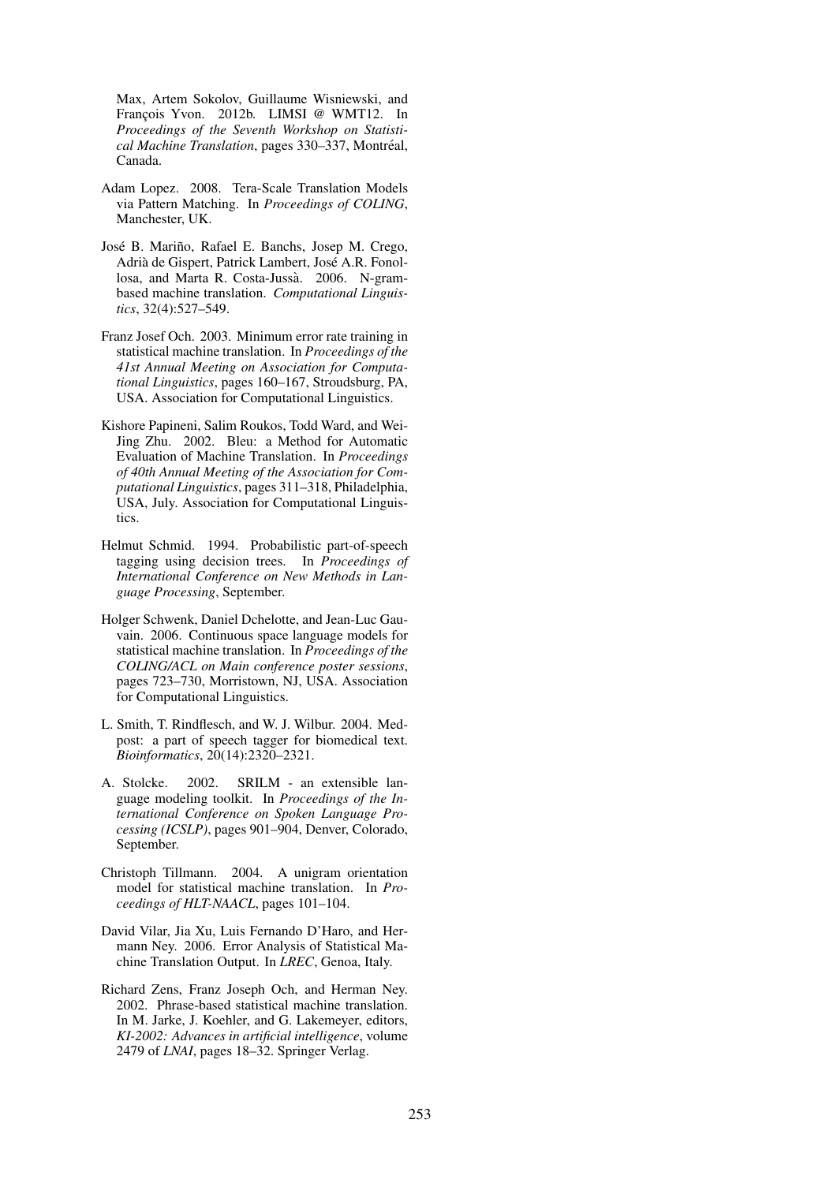Max, Artem Sokolov, Guillaume Wisniewski, and François Yvon. 2012b. LIMSI @ WMT12. In *Proceedings of the Seventh Workshop on Statistical Machine Translation*, pages 330–337, Montréal, Canada.

Adam Lopez. 2008. Tera-Scale Translation Models via Pattern Matching. In *Proceedings of COLING*, Manchester, UK.

José B. Mariño, Rafael E. Banchs, Josep M. Crego, Adrià de Gispert, Patrick Lambert, José A.R. Fonollosa, and Marta R. Costa-Jussà. 2006. N-gram-based machine translation. *Computational Linguistics*, 32(4):527–549.

Franz Josef Och. 2003. Minimum error rate training in statistical machine translation. In *Proceedings of the 41st Annual Meeting on Association for Computational Linguistics*, pages 160–167, Stroudsburg, PA, USA. Association for Computational Linguistics.

Kishore Papineni, Salim Roukos, Todd Ward, and Wei-Jing Zhu. 2002. Bleu: a Method for Automatic Evaluation of Machine Translation. In *Proceedings of 40th Annual Meeting of the Association for Computational Linguistics*, pages 311–318, Philadelphia, USA, July. Association for Computational Linguistics.

Helmut Schmid. 1994. Probabilistic part-of-speech tagging using decision trees. In *Proceedings of International Conference on New Methods in Language Processing*, September.

Holger Schwenk, Daniel Dchelotte, and Jean-Luc Gauvain. 2006. Continuous space language models for statistical machine translation. In *Proceedings of the COLING/ACL on Main conference poster sessions*, pages 723–730, Morristown, NJ, USA. Association for Computational Linguistics.

L. Smith, T. Rindflesch, and W. J. Wilbur. 2004. Medpost: a part of speech tagger for biomedical text. *Bioinformatics*, 20(14):2320–2321.

A. Stolcke. 2002. SRILM - an extensible language modeling toolkit. In *Proceedings of the International Conference on Spoken Language Processing (ICSLP)*, pages 901–904, Denver, Colorado, September.

Christoph Tillmann. 2004. A unigram orientation model for statistical machine translation. In *Proceedings of HLT-NAACL*, pages 101–104.

David Vilar, Jia Xu, Luis Fernando D'Haro, and Hermann Ney. 2006. Error Analysis of Statistical Machine Translation Output. In *LREC*, Genoa, Italy.

Richard Zens, Franz Joseph Och, and Herman Ney. 2002. Phrase-based statistical machine translation. In M. Jarke, J. Koehler, and G. Lakemeyer, editors, *KI-2002: Advances in artificial intelligence*, volume 2479 of *LNAI*, pages 18–32. Springer Verlag.